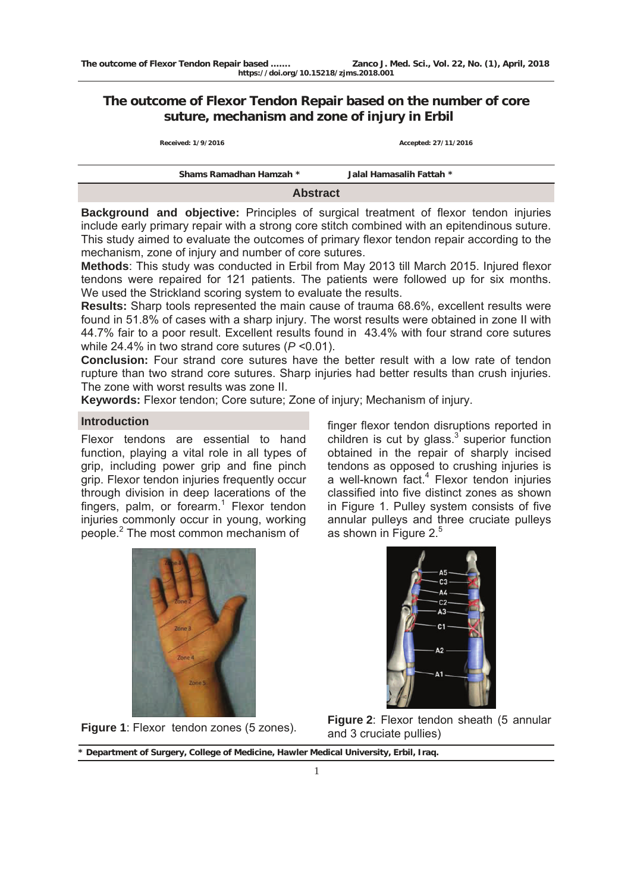# The outcome of Flexor Tendon Repair based on the number of core suture, mechanism and zone of injury in Erbil

**Received: 1/9/2016** **Accepted: 27/11/2016**

**Shams Ramadhan Hamzah *** **Jalal Hamasalih Fattah ***

## Abstract

**Background and objective:** Principles of surgical treatment of flexor tendon injuries include early primary repair with a strong core stitch combined with an epitendinous suture. This study aimed to evaluate the outcomes of primary flexor tendon repair according to the mechanism, zone of injury and number of core sutures.

**Methods**: This study was conducted in Erbil from May 2013 till March 2015. Injured flexor tendons were repaired for 121 patients. The patients were followed up for six months. We used the Strickland scoring system to evaluate the results.

**Results:** Sharp tools represented the main cause of trauma 68.6%, excellent results were found in 51.8% of cases with a sharp injury. The worst results were obtained in zone II with 44.7% fair to a poor result. Excellent results found in 43.4% with four strand core sutures while 24.4% in two strand core sutures (*P* <0.01).

**Conclusion:** Four strand core sutures have the better result with a low rate of tendon rupture than two strand core sutures. Sharp injuries had better results than crush injuries. The zone with worst results was zone II.

**Keywords:** Flexor tendon; Core suture; Zone of injury; Mechanism of injury.

## Introduction

Flexor tendons are essential to hand function, playing a vital role in all types of grip, including power grip and fine pinch grip. Flexor tendon injuries frequently occur through division in deep lacerations of the fingers, palm, or forearm.[1] Flexor tendon injuries commonly occur in young, working people.[2] The most common mechanism of finger flexor tendon disruptions reported in children is cut by glass.[3] superior function obtained in the repair of sharply incised tendons as opposed to crushing injuries is a well-known fact.[4] Flexor tendon injuries classified into five distinct zones as shown in Figure 1. Pulley system consists of five annular pulleys and three cruciate pulleys as shown in Figure 2.[5]

**Figure 1**: Flexor tendon zones (5 zones).

**Figure 2**: Flexor tendon sheath (5 annular and 3 cruciate pullies)

\* Department of Surgery, College of Medicine, Hawler Medical University, Erbil, Iraq.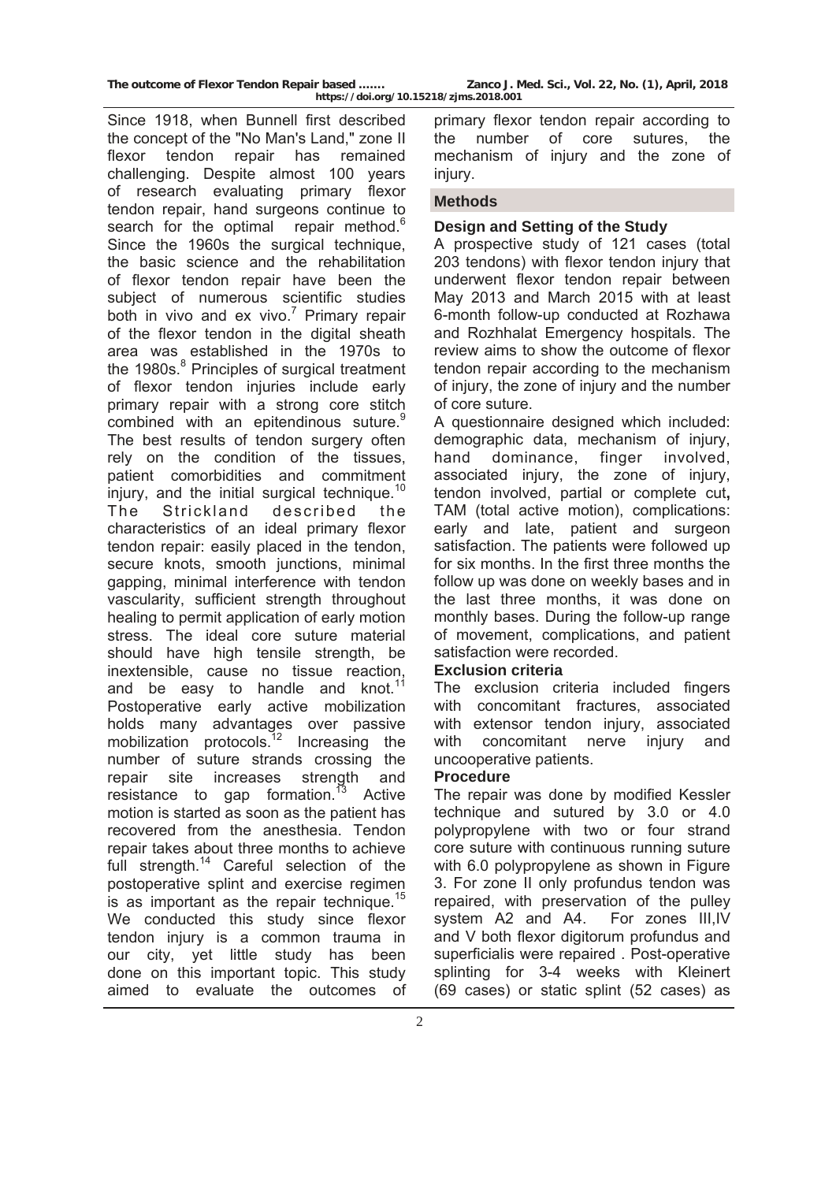Since 1918, when Bunnell first described the concept of the "No Man's Land," zone II flexor tendon repair has remained challenging. Despite almost 100 years of research evaluating primary flexor tendon repair, hand surgeons continue to search for the optimal repair method.[6] Since the 1960s the surgical technique, the basic science and the rehabilitation of flexor tendon repair have been the subject of numerous scientific studies both in vivo and ex vivo.[7] Primary repair of the flexor tendon in the digital sheath area was established in the 1970s to the 1980s.[8] Principles of surgical treatment of flexor tendon injuries include early primary repair with a strong core stitch combined with an epitendinous suture.[9] The best results of tendon surgery often rely on the condition of the tissues, patient comorbidities and commitment injury, and the initial surgical technique.[10] The Strickland described the characteristics of an ideal primary flexor tendon repair: easily placed in the tendon, secure knots, smooth junctions, minimal gapping, minimal interference with tendon vascularity, sufficient strength throughout healing to permit application of early motion stress. The ideal core suture material should have high tensile strength, be inextensible, cause no tissue reaction, and be easy to handle and knot.[11] Postoperative early active mobilization holds many advantages over passive mobilization protocols.[12] Increasing the number of suture strands crossing the repair site increases strength and resistance to gap formation.[13] Active motion is started as soon as the patient has recovered from the anesthesia. Tendon repair takes about three months to achieve full strength.[14] Careful selection of the postoperative splint and exercise regimen is as important as the repair technique.[15] We conducted this study since flexor tendon injury is a common trauma in our city, yet little study has been done on this important topic. This study aimed to evaluate the outcomes of primary flexor tendon repair according to the number of core sutures, the mechanism of injury and the zone of injury.

## Methods

### Design and Setting of the Study

A prospective study of 121 cases (total 203 tendons) with flexor tendon injury that underwent flexor tendon repair between May 2013 and March 2015 with at least 6-month follow-up conducted at Rozhawa and Rozhhalat Emergency hospitals. The review aims to show the outcome of flexor tendon repair according to the mechanism of injury, the zone of injury and the number of core suture.

A questionnaire designed which included: demographic data, mechanism of injury, hand dominance, finger involved, associated injury, the zone of injury, tendon involved, partial or complete cut, TAM (total active motion), complications: early and late, patient and surgeon satisfaction. The patients were followed up for six months. In the first three months the follow up was done on weekly bases and in the last three months, it was done on monthly bases. During the follow-up range of movement, complications, and patient satisfaction were recorded.

### Exclusion criteria

The exclusion criteria included fingers with concomitant fractures, associated with extensor tendon injury, associated with concomitant nerve injury and uncooperative patients.

### Procedure

The repair was done by modified Kessler technique and sutured by 3.0 or 4.0 polypropylene with two or four strand core suture with continuous running suture with 6.0 polypropylene as shown in Figure 3. For zone II only profundus tendon was repaired, with preservation of the pulley system A2 and A4. For zones III,IV and V both flexor digitorum profundus and superficialis were repaired . Post-operative splinting for 3-4 weeks with Kleinert (69 cases) or static splint (52 cases) as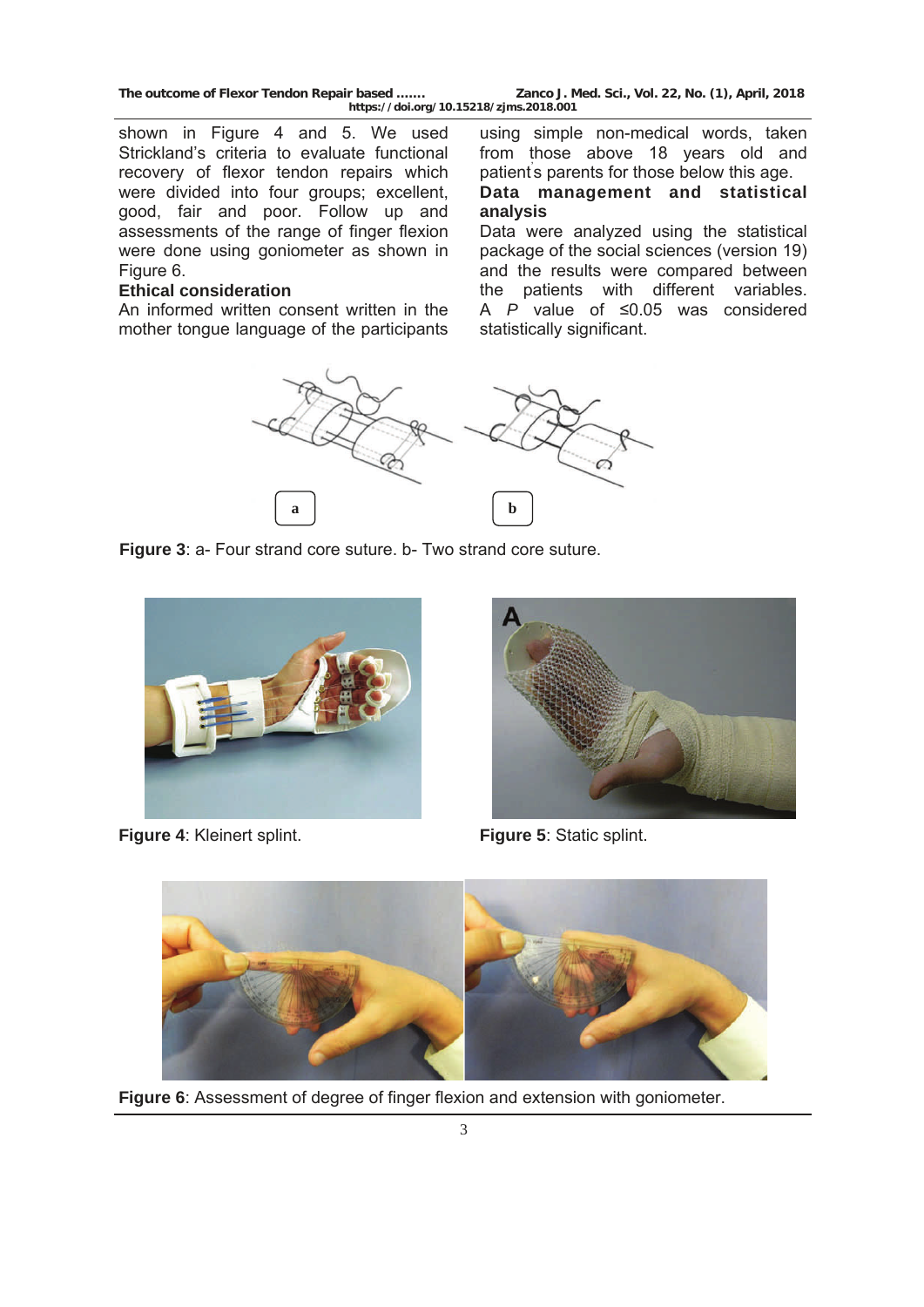shown in Figure 4 and 5. We used Strickland's criteria to evaluate functional recovery of flexor tendon repairs which were divided into four groups; excellent, good, fair and poor. Follow up and assessments of the range of finger flexion were done using goniometer as shown in Figure 6.

**Ethical consideration**

An informed written consent written in the mother tongue language of the participants using simple non-medical words, taken from those above 18 years old and patient's parents for those below this age.

**Data management and statistical analysis**

Data were analyzed using the statistical package of the social sciences (version 19) and the results were compared between the patients with different variables. A *P* value of ≤0.05 was considered statistically significant.

**Figure 3**: a- Four strand core suture. b- Two strand core suture.

**Figure 4**: Kleinert splint.

**Figure 5**: Static splint.

**Figure 6**: Assessment of degree of finger flexion and extension with goniometer.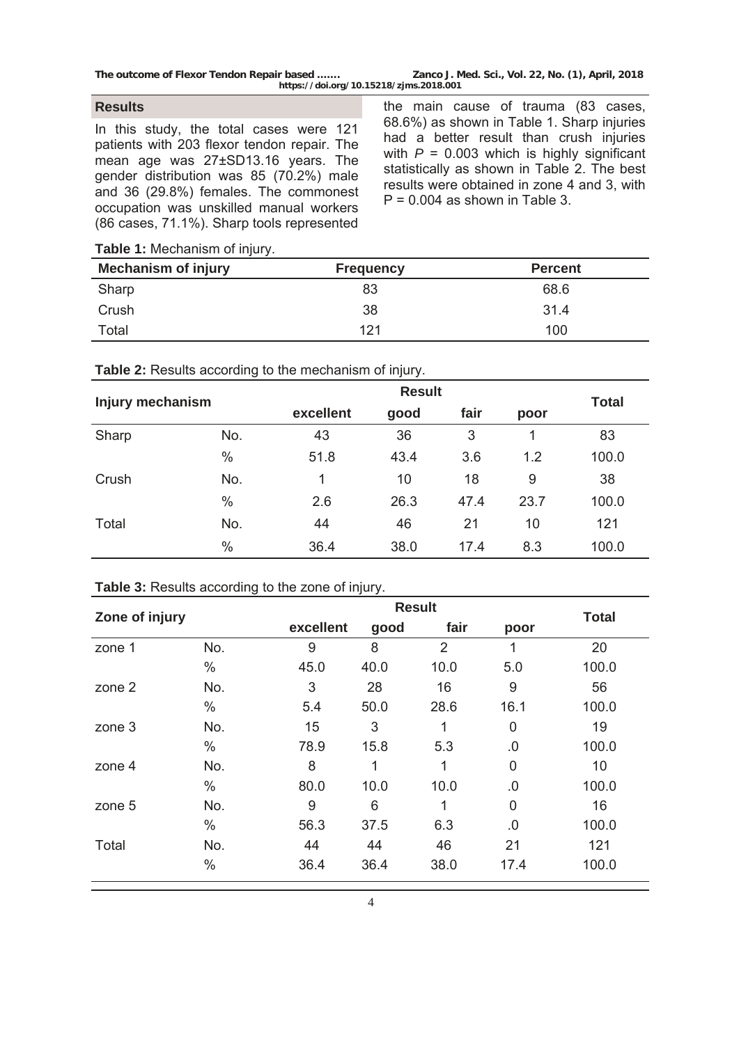## Results

In this study, the total cases were 121 patients with 203 flexor tendon repair. The mean age was 27±SD13.16 years. The gender distribution was 85 (70.2%) male and 36 (29.8%) females. The commonest occupation was unskilled manual workers (86 cases, 71.1%). Sharp tools represented the main cause of trauma (83 cases, 68.6%) as shown in Table 1. Sharp injuries had a better result than crush injuries with $P$ = 0.003 which is highly significant statistically as shown in Table 2. The best results were obtained in zone 4 and 3, with P = 0.004 as shown in Table 3.

**Table 1:** Mechanism of injury.

| Mechanism of injury | Frequency | Percent |
|---|---|---|
| Sharp | 83 | 68.6 |
| Crush | 38 | 31.4 |
| Total | 121 | 100 |

**Table 2:** Results according to the mechanism of injury.

| Injury mechanism | | Result | | | | Total |
|---|---|---|---|---|---|---|
| | | excellent | good | fair | poor | |
| Sharp | No. | 43 | 36 | 3 | 1 | 83 |
| | % | 51.8 | 43.4 | 3.6 | 1.2 | 100.0 |
| Crush | No. | 1 | 10 | 18 | 9 | 38 |
| | % | 2.6 | 26.3 | 47.4 | 23.7 | 100.0 |
| Total | No. | 44 | 46 | 21 | 10 | 121 |
| | % | 36.4 | 38.0 | 17.4 | 8.3 | 100.0 |

**Table 3:** Results according to the zone of injury.

| Zone of injury | | Result | | | | Total |
|---|---|---|---|---|---|---|
| | | excellent | good | fair | poor | |
| zone 1 | No. | 9 | 8 | 2 | 1 | 20 |
| | % | 45.0 | 40.0 | 10.0 | 5.0 | 100.0 |
| zone 2 | No. | 3 | 28 | 16 | 9 | 56 |
| | % | 5.4 | 50.0 | 28.6 | 16.1 | 100.0 |
| zone 3 | No. | 15 | 3 | 1 | 0 | 19 |
| | % | 78.9 | 15.8 | 5.3 | .0 | 100.0 |
| zone 4 | No. | 8 | 1 | 1 | 0 | 10 |
| | % | 80.0 | 10.0 | 10.0 | .0 | 100.0 |
| zone 5 | No. | 9 | 6 | 1 | 0 | 16 |
| | % | 56.3 | 37.5 | 6.3 | .0 | 100.0 |
| Total | No. | 44 | 44 | 46 | 21 | 121 |
| | % | 36.4 | 36.4 | 38.0 | 17.4 | 100.0 |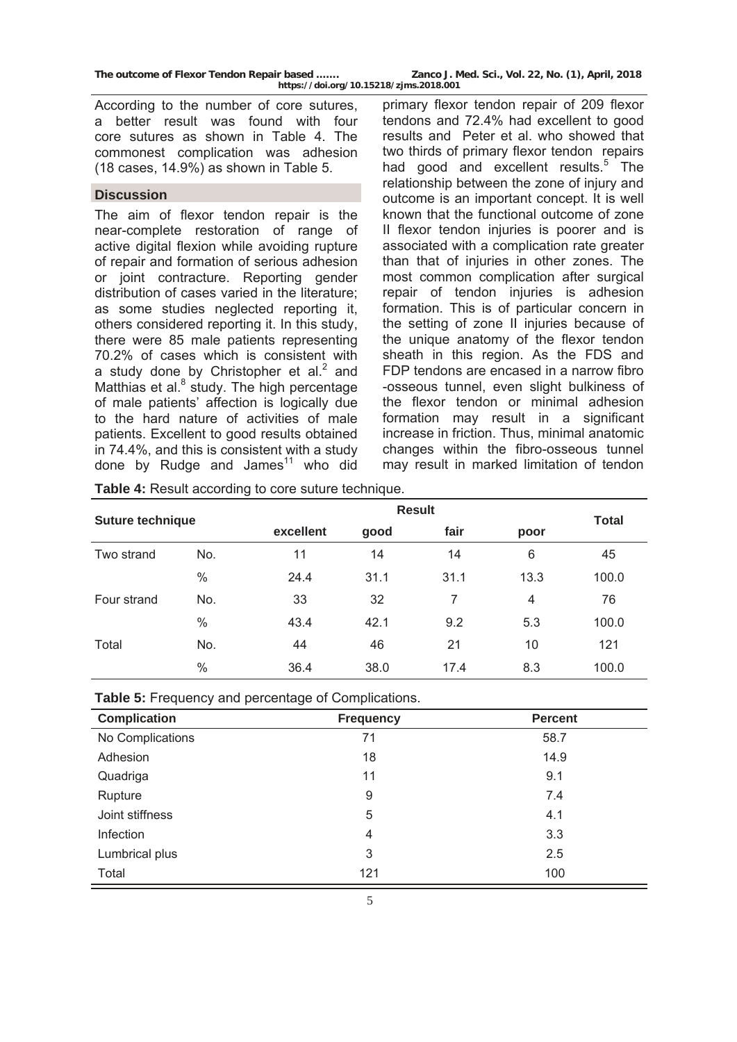According to the number of core sutures, a better result was found with four core sutures as shown in Table 4. The commonest complication was adhesion (18 cases, 14.9%) as shown in Table 5.

## Discussion

The aim of flexor tendon repair is the near-complete restoration of range of active digital flexion while avoiding rupture of repair and formation of serious adhesion or joint contracture. Reporting gender distribution of cases varied in the literature; as some studies neglected reporting it, others considered reporting it. In this study, there were 85 male patients representing 70.2% of cases which is consistent with a study done by Christopher et al.[2] and Matthias et al.[8] study. The high percentage of male patients' affection is logically due to the hard nature of activities of male patients. Excellent to good results obtained in 74.4%, and this is consistent with a study done by Rudge and James[11] who did primary flexor tendon repair of 209 flexor tendons and 72.4% had excellent to good results and Peter et al. who showed that two thirds of primary flexor tendon repairs had good and excellent results.[5] The relationship between the zone of injury and outcome is an important concept. It is well known that the functional outcome of zone II flexor tendon injuries is poorer and is associated with a complication rate greater than that of injuries in other zones. The most common complication after surgical repair of tendon injuries is adhesion formation. This is of particular concern in the setting of zone II injuries because of the unique anatomy of the flexor tendon sheath in this region. As the FDS and FDP tendons are encased in a narrow fibro -osseous tunnel, even slight bulkiness of the flexor tendon or minimal adhesion formation may result in a significant increase in friction. Thus, minimal anatomic changes within the fibro-osseous tunnel may result in marked limitation of tendon

**Table 4:** Result according to core suture technique.

| Suture technique | | Result | | | | Total |
|---|---|---|---|---|---|---|
| | | excellent | good | fair | poor | |
| Two strand | No. | 11 | 14 | 14 | 6 | 45 |
| | % | 24.4 | 31.1 | 31.1 | 13.3 | 100.0 |
| Four strand | No. | 33 | 32 | 7 | 4 | 76 |
| | % | 43.4 | 42.1 | 9.2 | 5.3 | 100.0 |
| Total | No. | 44 | 46 | 21 | 10 | 121 |
| | % | 36.4 | 38.0 | 17.4 | 8.3 | 100.0 |

**Table 5:** Frequency and percentage of Complications.

| Complication | Frequency | Percent |
|---|---|---|
| No Complications | 71 | 58.7 |
| Adhesion | 18 | 14.9 |
| Quadriga | 11 | 9.1 |
| Rupture | 9 | 7.4 |
| Joint stiffness | 5 | 4.1 |
| Infection | 4 | 3.3 |
| Lumbrical plus | 3 | 2.5 |
| Total | 121 | 100 |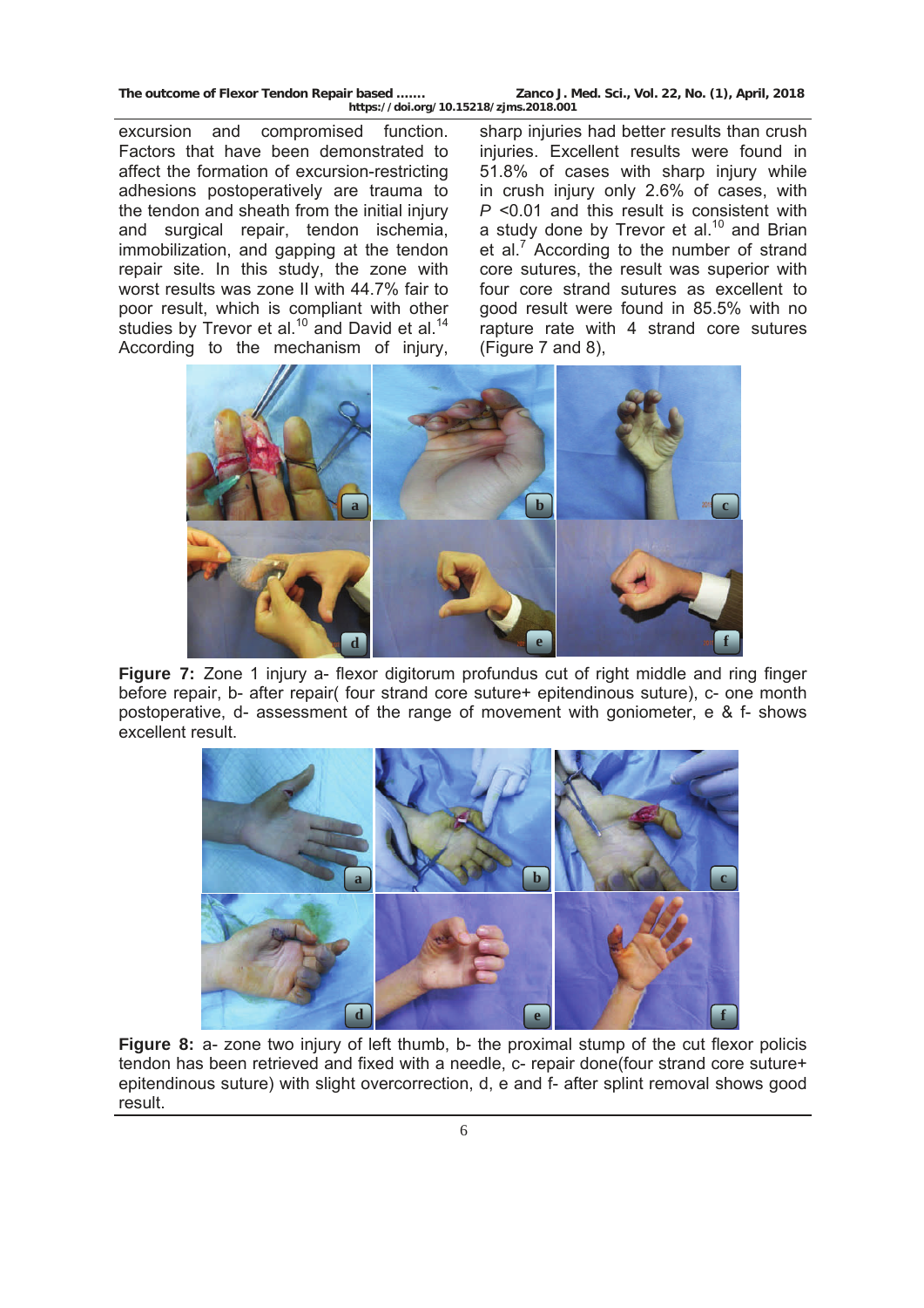excursion and compromised function. Factors that have been demonstrated to affect the formation of excursion-restricting adhesions postoperatively are trauma to the tendon and sheath from the initial injury and surgical repair, tendon ischemia, immobilization, and gapping at the tendon repair site. In this study, the zone with worst results was zone II with 44.7% fair to poor result, which is compliant with other studies by Trevor et al.[10] and David et al.[14] According to the mechanism of injury, sharp injuries had better results than crush injuries. Excellent results were found in 51.8% of cases with sharp injury while in crush injury only 2.6% of cases, with $P$ <0.01 and this result is consistent with a study done by Trevor et al.[10] and Brian et al.[7] According to the number of strand core sutures, the result was superior with four core strand sutures as excellent to good result were found in 85.5% with no rapture rate with 4 strand core sutures (Figure 7 and 8),

**Figure 7:** Zone 1 injury a- flexor digitorum profundus cut of right middle and ring finger before repair, b- after repair( four strand core suture+ epitendinous suture), c- one month postoperative, d- assessment of the range of movement with goniometer, e & f- shows excellent result.

**Figure 8:** a- zone two injury of left thumb, b- the proximal stump of the cut flexor policis tendon has been retrieved and fixed with a needle, c- repair done(four strand core suture+ epitendinous suture) with slight overcorrection, d, e and f- after splint removal shows good result.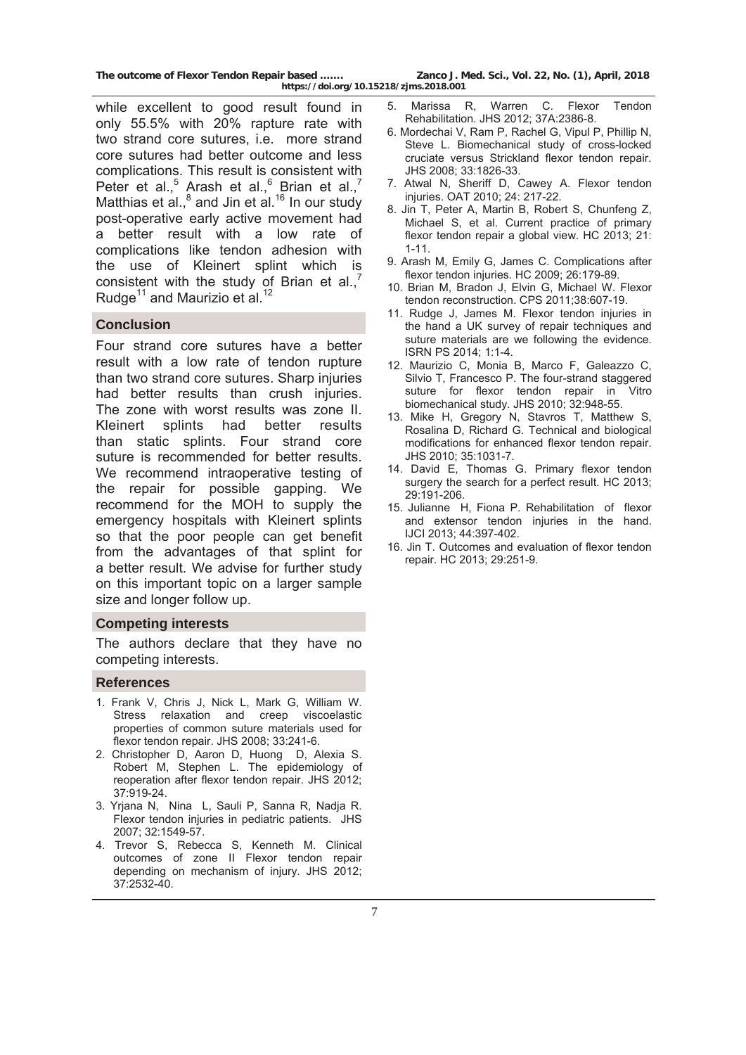while excellent to good result found in only 55.5% with 20% rapture rate with two strand core sutures, i.e. more strand core sutures had better outcome and less complications. This result is consistent with Peter et al.,[5] Arash et al.,[6] Brian et al.,[7] Matthias et al.,[8] and Jin et al.[16] In our study post-operative early active movement had a better result with a low rate of complications like tendon adhesion with the use of Kleinert splint which is consistent with the study of Brian et al.,[7] Rudge[11] and Maurizio et al.[12]

## Conclusion

Four strand core sutures have a better result with a low rate of tendon rupture than two strand core sutures. Sharp injuries had better results than crush injuries. The zone with worst results was zone II. Kleinert splints had better results than static splints. Four strand core suture is recommended for better results. We recommend intraoperative testing of the repair for possible gapping. We recommend for the MOH to supply the emergency hospitals with Kleinert splints so that the poor people can get benefit from the advantages of that splint for a better result. We advise for further study on this important topic on a larger sample size and longer follow up.

## Competing interests

The authors declare that they have no competing interests.

## References

1. Frank V, Chris J, Nick L, Mark G, William W. Stress relaxation and creep viscoelastic properties of common suture materials used for flexor tendon repair. JHS 2008; 33:241-6.
2. Christopher D, Aaron D, Huong D, Alexia S. Robert M, Stephen L. The epidemiology of reoperation after flexor tendon repair. JHS 2012; 37:919-24.
3. Yrjana N, Nina L, Sauli P, Sanna R, Nadja R. Flexor tendon injuries in pediatric patients. JHS 2007; 32:1549-57.
4. Trevor S, Rebecca S, Kenneth M. Clinical outcomes of zone II Flexor tendon repair depending on mechanism of injury. JHS 2012; 37:2532-40.
5. Marissa R, Warren C. Flexor Tendon Rehabilitation. JHS 2012; 37A:2386-8.
6. Mordechai V, Ram P, Rachel G, Vipul P, Phillip N, Steve L. Biomechanical study of cross-locked cruciate versus Strickland flexor tendon repair. JHS 2008; 33:1826-33.
7. Atwal N, Sheriff D, Cawey A. Flexor tendon injuries. OAT 2010; 24: 217-22.
8. Jin T, Peter A, Martin B, Robert S, Chunfeng Z, Michael S, et al. Current practice of primary flexor tendon repair a global view. HC 2013; 21: 1-11.
9. Arash M, Emily G, James C. Complications after flexor tendon injuries. HC 2009; 26:179-89.
10. Brian M, Bradon J, Elvin G, Michael W. Flexor tendon reconstruction. CPS 2011;38:607-19.
11. Rudge J, James M. Flexor tendon injuries in the hand a UK survey of repair techniques and suture materials are we following the evidence. ISRN PS 2014; 1:1-4.
12. Maurizio C, Monia B, Marco F, Galeazzo C, Silvio T, Francesco P. The four-strand staggered suture for flexor tendon repair in Vitro biomechanical study. JHS 2010; 32:948-55.
13. Mike H, Gregory N, Stavros T, Matthew S, Rosalina D, Richard G. Technical and biological modifications for enhanced flexor tendon repair. JHS 2010; 35:1031-7.
14. David E, Thomas G. Primary flexor tendon surgery the search for a perfect result. HC 2013; 29:191-206.
15. Julianne H, Fiona P. Rehabilitation of flexor and extensor tendon injuries in the hand. IJCI 2013; 44:397-402.
16. Jin T. Outcomes and evaluation of flexor tendon repair. HC 2013; 29:251-9.